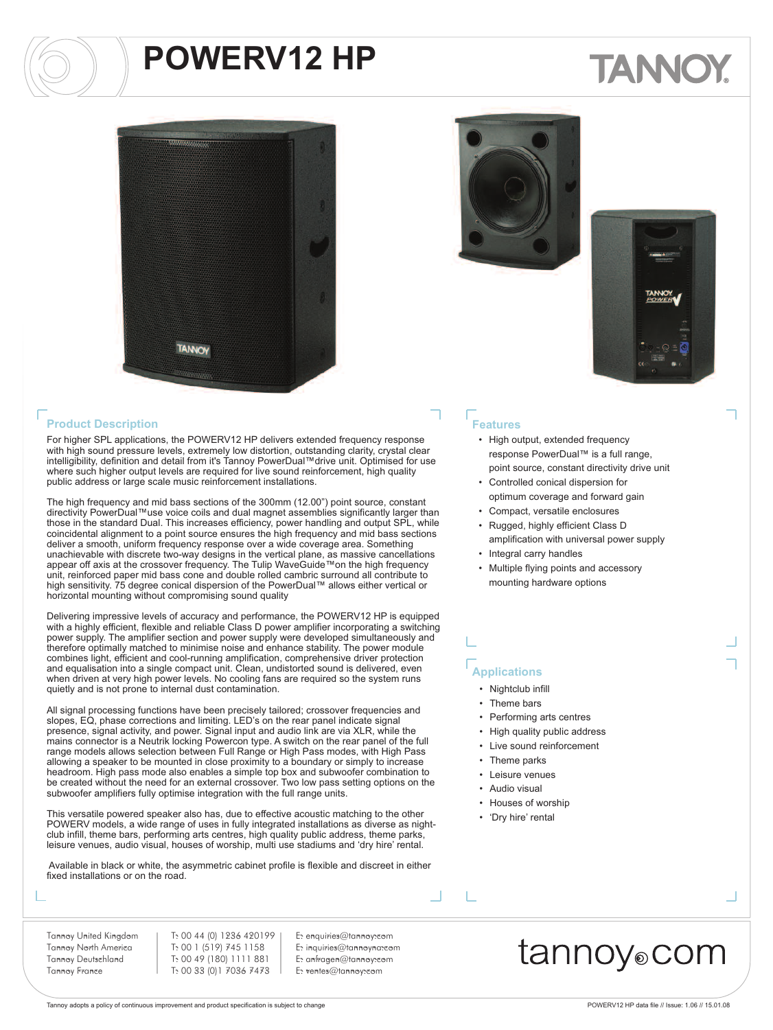# POWERV12 HP

TANNOY

## Product Description

For higher SPL applications, the POWERV12 HP delivers extended frequency response with high sound pressure levels, extremely low distortion, outstanding clarity, crystal clear intelligibility, definition and detail from it's Tannoy PowerDual™drive unit. Optimised for use where such higher output levels are required for live sound reinforcement, high quality public address or large scale music reinforcement installations.

The high frequency and mid bass sections of the 300mm (12.00") point source, constant directivity PowerDual™use voice coils and dual magnet assemblies significantly larger than those in the standard Dual. This increases efficiency, power handling and output SPL, while coincidental alignment to a point source ensures the high frequency and mid bass sections deliver a smooth, uniform frequency response over a wide coverage area. Something unachievable with discrete two-way designs in the vertical plane, as massive cancellations appear off axis at the crossover frequency. The Tulip WaveGuide™on the high frequency unit, reinforced paper mid bass cone and double rolled cambric surround all contribute to high sensitivity. 75 degree conical dispersion of the PowerDual™ allows either vertical or horizontal mounting without compromising sound quality

Delivering impressive levels of accuracy and performance, the POWERV12 HP is equipped with a highly efficient, flexible and reliable Class D power amplifier incorporating a switching power supply. The amplifier section and power supply were developed simultaneously and therefore optimally matched to minimise noise and enhance stability. The power module combines light, efficient and cool-running amplification, comprehensive driver protection and equalisation into a single compact unit. Clean, undistorted sound is delivered, even when driven at very high power levels. No cooling fans are required so the system runs quietly and is not prone to internal dust contamination.

All signal processing functions have been precisely tailored; crossover frequencies and slopes, EQ, phase corrections and limiting. LED's on the rear panel indicate signal presence, signal activity, and power. Signal input and audio link are via XLR, while the mains connector is a Neutrik locking Powercon type. A switch on the rear panel of the full range models allows selection between Full Range or High Pass modes, with High Pass allowing a speaker to be mounted in close proximity to a boundary or simply to increase headroom. High pass mode also enables a simple top box and subwoofer combination to be created without the need for an external crossover. Two low pass setting options on the subwoofer amplifiers fully optimise integration with the full range units.

This versatile powered speaker also has, due to effective acoustic matching to the other POWERV models, a wide range of uses in fully integrated installations as diverse as night-club infill, theme bars, performing arts centres, high quality public address, theme parks, leisure venues, audio visual, houses of worship, multi use stadiums and 'dry hire' rental.

Available in black or white, the asymmetric cabinet profile is flexible and discreet in either fixed installations or on the road.

## Features

- High output, extended frequency response PowerDual™ is a full range, point source, constant directivity drive unit
- Controlled conical dispersion for optimum coverage and forward gain
- Compact, versatile enclosures
- Rugged, highly efficient Class D amplification with universal power supply
- Integral carry handles
- Multiple flying points and accessory mounting hardware options

## Applications

- Nightclub infill
- Theme bars
- Performing arts centres
- High quality public address
- Live sound reinforcement
- Theme parks
- Leisure venues
- Audio visual
- Houses of worship
- 'Dry hire' rental

| | | |
|---|---|---|
| Tannoy United Kingdom | T: 00 44 (0) 1236 420199 | E: enquiries@tannoy.com |
| Tannoy North America | T: 00 1 (519) 745 1158 | E: inquiries@tannoyna.com |
| Tannoy Deutschland | T: 00 49 (180) 1111 881 | E: anfragen@tannoy.com |
| Tannoy France | T: 00 33 (0)1 7036 7473 | E: ventes@tannoy.com |

tannoy.com

Tannoy adopts a policy of continuous improvement and product specification is subject to change

POWERV12 HP data file // Issue: 1.06 // 15.01.08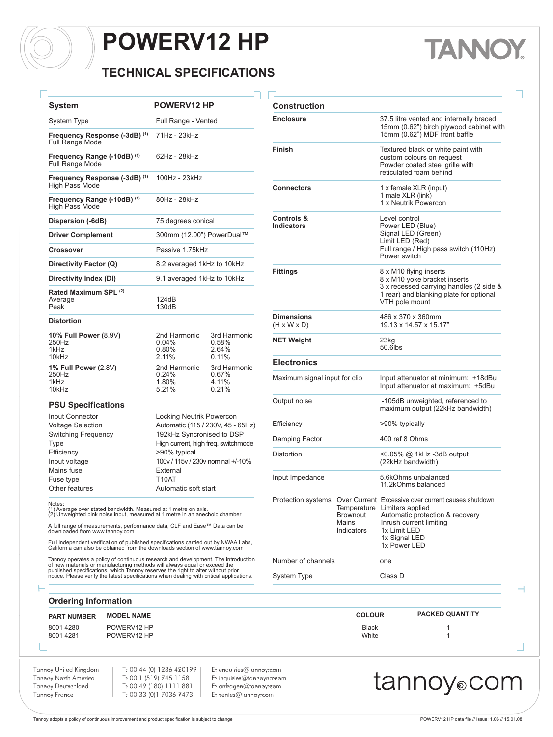# POWERV12 HP

## TECHNICAL SPECIFICATIONS

| System | POWERV12 HP | |
|---|---|---|
| System Type | Full Range - Vented | |
| Frequency Response (-3dB) (1) Full Range Mode | 71Hz - 23kHz | |
| Frequency Range (-10dB) (1) Full Range Mode | 62Hz - 28kHz | |
| Frequency Response (-3dB) (1) High Pass Mode | 100Hz - 23kHz | |
| Frequency Range (-10dB) (1) High Pass Mode | 80Hz - 28kHz | |
| Dispersion (-6dB) | 75 degrees conical | |
| Driver Complement | 300mm (12.00") PowerDual™ | |
| Crossover | Passive 1.75kHz | |
| Directivity Factor (Q) | 8.2 averaged 1kHz to 10kHz | |
| Directivity Index (DI) | 9.1 averaged 1kHz to 10kHz | |
| Rated Maximum SPL (2) | | |
| Average | 124dB | |
| Peak | 130dB | |
| **Distortion** | | |
| **10% Full Power** (8.9V) | 2nd Harmonic | 3rd Harmonic |
| 250Hz | 0.04% | 0.58% |
| 1kHz | 0.80% | 2.64% |
| 10kHz | 2.11% | 0.11% |
| **1% Full Power** (2.8V) | 2nd Harmonic | 3rd Harmonic |
| 250Hz | 0.24% | 0.67% |
| 1kHz | 1.80% | 4.11% |
| 10kHz | 5.21% | 0.21% |

### PSU Specifications

| | |
|---|---|
| Input Connector | Locking Neutrik Powercon |
| Voltage Selection | Automatic (115 / 230V, 45 - 65Hz) |
| Switching Frequency | 192kHz Syncronised to DSP |
| Type | High current, high freq. switchmode |
| Efficiency | >90% typical |
| Input voltage | 100v / 115v / 230v nominal +/-10% |
| Mains fuse | External |
| Fuse type | T10AT |
| Other features | Automatic soft start |

Notes:
(1) Average over stated bandwidth. Measured at 1 metre on axis.
(2) Unweighted pink noise input, measured at 1 metre in an anechoic chamber

A full range of measurements, performance data, CLF and Ease™ Data can be downloaded from www.tannoy.com

Full independent verification of published specifications carried out by NWAA Labs, California can also be obtained from the downloads section of www.tannoy.com

Tannoy operates a policy of continuous research and development. The introduction of new materials or manufacturing methods will always equal or exceed the published specifications, which Tannoy reserves the right to alter without prior notice. Please verify the latest specifications when dealing with critical applications.

### Construction

| | |
|---|---|
| **Enclosure** | 37.5 litre vented and internally braced 15mm (0.62") birch plywood cabinet with 15mm (0.62") MDF front baffle |
| **Finish** | Textured black or white paint with custom colours on request<br>Powder coated steel grille with reticulated foam behind |
| **Connectors** | 1 x female XLR (input)<br>1 male XLR (link)<br>1 x Neutrik Powercon |
| **Controls & Indicators** | Level control<br>Power LED (Blue)<br>Signal LED (Green)<br>Limit LED (Red)<br>Full range / High pass switch (110Hz)<br>Power switch |
| **Fittings** | 8 x M10 flying inserts<br>8 x M10 yoke bracket inserts<br>3 x recessed carrying handles (2 side & 1 rear) and blanking plate for optional VTH pole mount |
| **Dimensions** (H x W x D) | 486 x 370 x 360mm<br>19.13 x 14.57 x 15.17" |
| **NET Weight** | 23kg<br>50.6lbs |

### Electronics

| | | |
|---|---|---|
| Maximum signal input for clip | | Input attenuator at minimum: +18dBu<br>Input attenuator at maximum: +5dBu |
| Output noise | | -105dB unweighted, referenced to maximum output (22kHz bandwidth) |
| Efficiency | | >90% typically |
| Damping Factor | | 400 ref 8 Ohms |
| Distortion | | <0.05% @ 1kHz -3dB output (22kHz bandwidth) |
| Input Impedance | | 5.6kOhms unbalanced<br>11.2kOhms balanced |
| Protection systems | Over Current | Excessive over current causes shutdown |
| | Temperature | Limiters applied |
| | Brownout | Automatic protection & recovery |
| | Mains | Inrush current limiting |
| | Indicators | 1x Limit LED<br>1x Signal LED<br>1x Power LED |
| Number of channels | | one |
| System Type | | Class D |

### Ordering Information

| PART NUMBER | MODEL NAME | COLOUR | PACKED QUANTITY |
|---|---|---|---|
| 8001 4280 | POWERV12 HP | Black | 1 |
| 8001 4281 | POWERV12 HP | White | 1 |

| | | |
|---|---|---|
| Tannoy United Kingdom | T: 00 44 (0) 1236 420199 | E: enquiries@tannoy.com |
| Tannoy North America | T: 00 1 (519) 745 1158 | E: inquiries@tannoyna.com |
| Tannoy Deutschland | T: 00 49 (180) 1111 881 | E: anfragen@tannoy.com |
| Tannoy France | T: 00 33 (0)1 7036 7473 | E: ventes@tannoy.com |

tannoy.com

Tannoy adopts a policy of continuous improvement and product specification is subject to change

POWERV12 HP data file // Issue: 1.06 // 15.01.08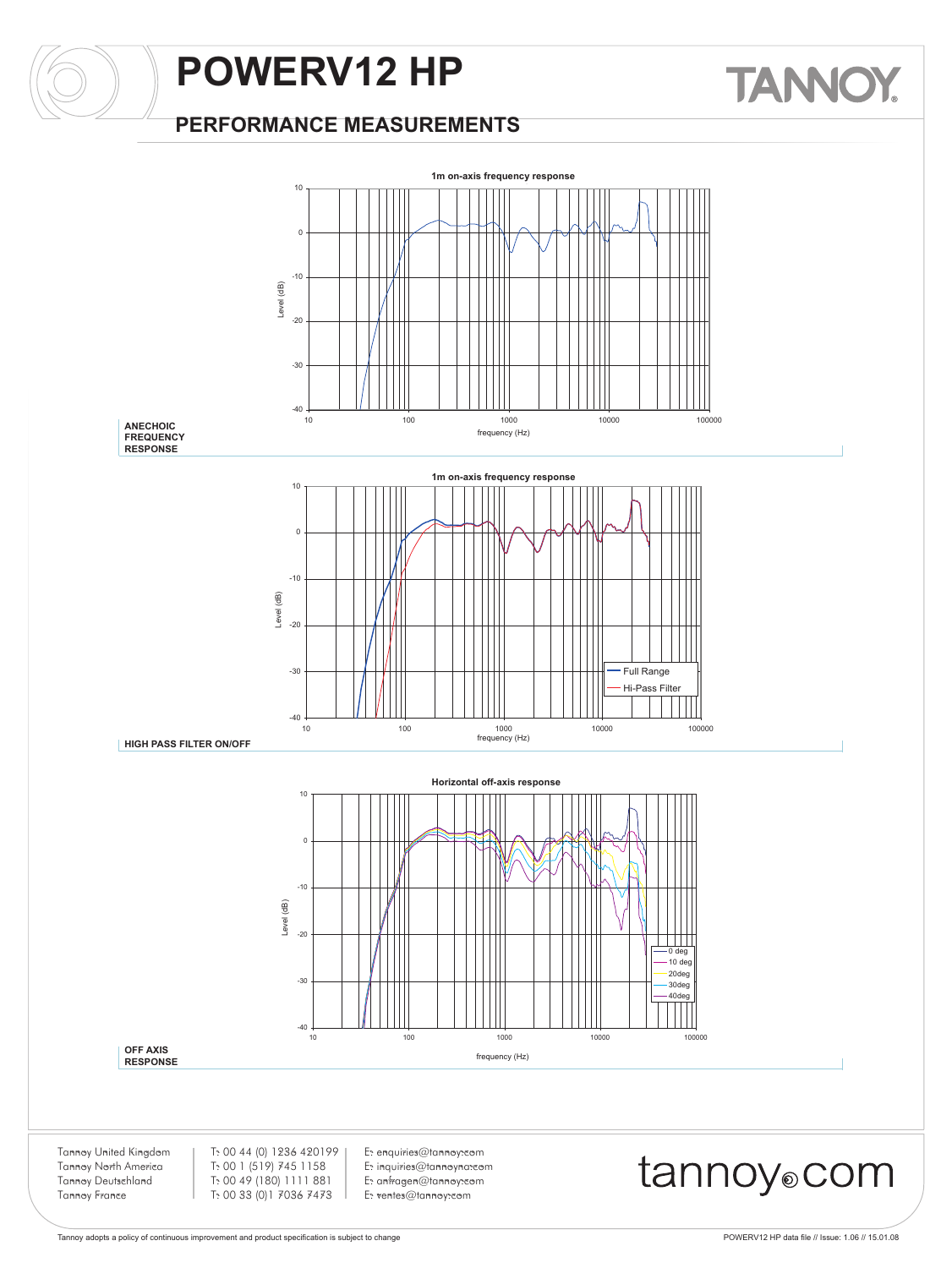# POWERV12 HP

## PERFORMANCE MEASUREMENTS

**ANECHOIC FREQUENCY RESPONSE**

1m on-axis frequency response

**HIGH PASS FILTER ON/OFF**

1m on-axis frequency response

Full Range
Hi-Pass Filter

**OFF AXIS RESPONSE**

Horizontal off-axis response

0 deg
10 deg
20deg
30deg
40deg

| | | |
|---|---|---|
| Tannoy United Kingdom | T: 00 44 (0) 1236 420199 | E: enquiries@tannoy.com |
| Tannoy North America | T: 00 1 (519) 745 1158 | E: inquiries@tannoyna.com |
| Tannoy Deutschland | T: 00 49 (180) 1111 881 | E: anfragen@tannoy.com |
| Tannoy France | T: 00 33 (0)1 7036 7473 | E: ventes@tannoy.com |

tannoy.com

Tannoy adopts a policy of continuous improvement and product specification is subject to change

POWERV12 HP data file // Issue: 1.06 // 15.01.08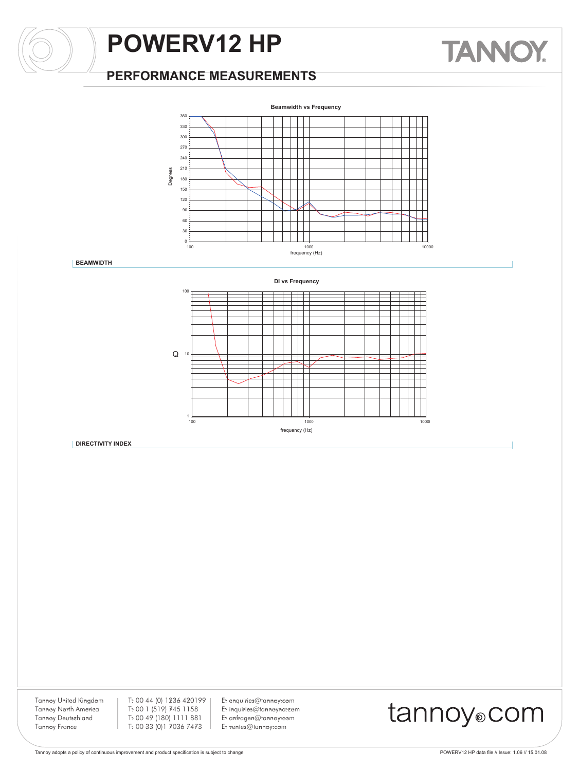# POWERV12 HP

## PERFORMANCE MEASUREMENTS

**Beamwidth vs Frequency**

Degrees: 0, 30, 60, 90, 120, 150, 180, 210, 240, 270, 300, 330, 360

frequency (Hz): 100, 1000, 10000

**BEAMWIDTH**

**DI vs Frequency**

Q: 1, 10, 100

frequency (Hz): 100, 1000, 10000

**DIRECTIVITY INDEX**

Tannoy United Kingdom | T: 00 44 (0) 1236 420199 | E: enquiries@tannoy.com
Tannoy North America | T: 00 1 (519) 745 1158 | E: inquiries@tannoyna.com
Tannoy Deutschland | T: 00 49 (180) 1111 881 | E: anfragen@tannoy.com
Tannoy France | T: 00 33 (0)1 7036 7473 | E: ventes@tannoy.com

tannoy.com

Tannoy adopts a policy of continuous improvement and product specification is subject to change

POWERV12 HP data file // Issue: 1.06 // 15.01.08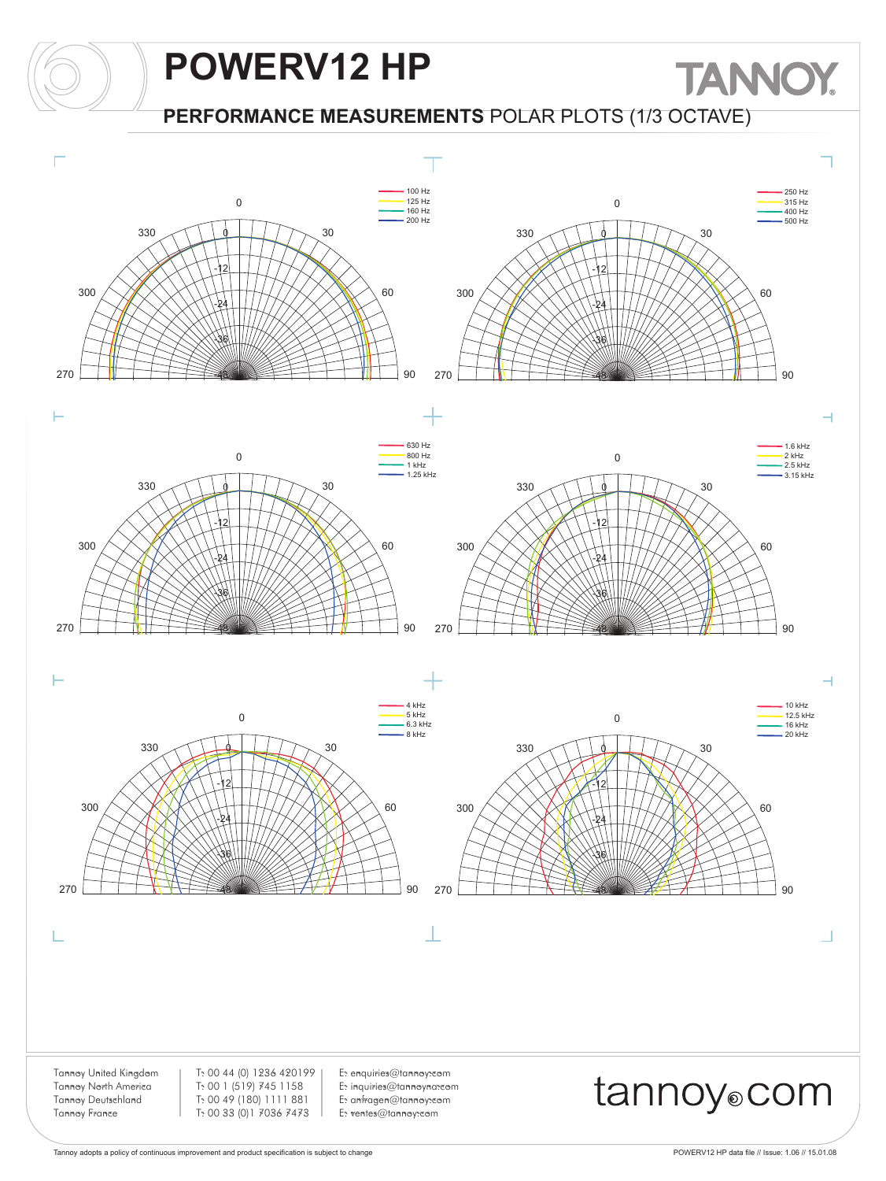# POWERV12 HP

## PERFORMANCE MEASUREMENTS POLAR PLOTS (1/3 OCTAVE)

100 Hz
125 Hz
160 Hz
200 Hz

250 Hz
315 Hz
400 Hz
500 Hz

630 Hz
800 Hz
1 kHz
1.25 kHz

1.6 kHz
2 kHz
2.5 kHz
3.15 kHz

4 kHz
5 kHz
6.3 kHz
8 kHz

10 kHz
12.5 kHz
16 kHz
20 kHz

Tannoy United Kingdom — T: 00 44 (0) 1236 420199 — E: enquiries@tannoy.com
Tannoy North America — T: 00 1 (519) 745 1158 — E: inquiries@tannoyna.com
Tannoy Deutschland — T: 00 49 (180) 1111 881 — E: anfragen@tannoy.com
Tannoy France — T: 00 33 (0)1 7036 7473 — E: ventes@tannoy.com

tannoy.com

Tannoy adopts a policy of continuous improvement and product specification is subject to change

POWERV12 HP data file // Issue: 1.06 // 15.01.08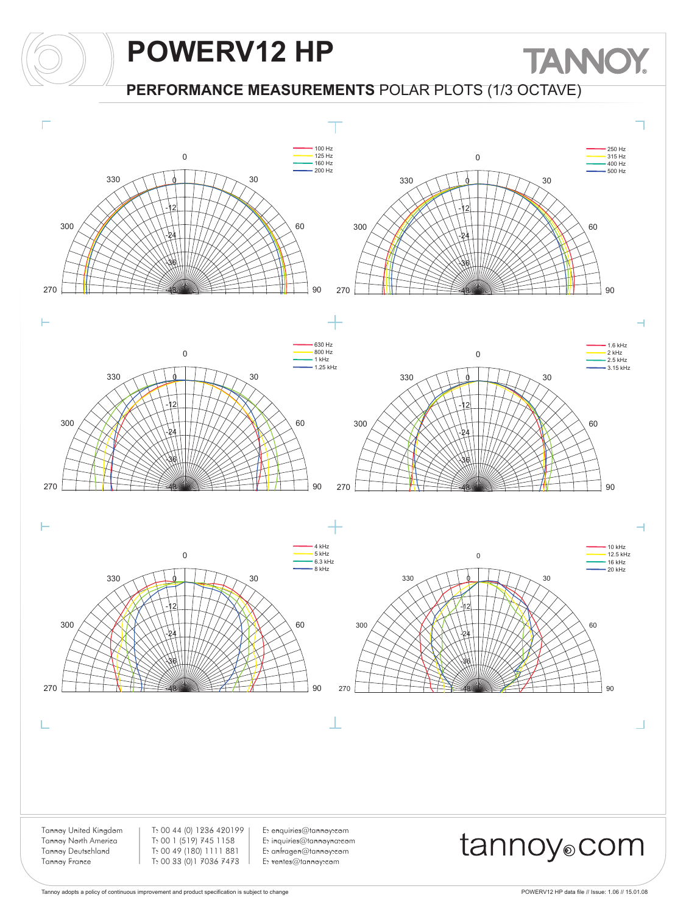# POWERV12 HP

## PERFORMANCE MEASUREMENTS POLAR PLOTS (1/3 OCTAVE)

- 100 Hz
- 125 Hz
- 160 Hz
- 200 Hz

- 250 Hz
- 315 Hz
- 400 Hz
- 500 Hz

- 630 Hz
- 800 Hz
- 1 kHz
- 1.25 kHz

- 1.6 kHz
- 2 kHz
- 2.5 kHz
- 3.15 kHz

- 4 kHz
- 5 kHz
- 6.3 kHz
- 8 kHz

- 10 kHz
- 12.5 kHz
- 16 kHz
- 20 kHz

| | | |
|---|---|---|
| Tannoy United Kingdom | T: 00 44 (0) 1236 420199 | E: enquiries@tannoy.com |
| Tannoy North America | T: 00 1 (519) 745 1158 | E: inquiries@tannoyna.com |
| Tannoy Deutschland | T: 00 49 (180) 1111 881 | E: anfragen@tannoy.com |
| Tannoy France | T: 00 33 (0)1 7036 7473 | E: ventes@tannoy.com |

tannoy.com

Tannoy adopts a policy of continuous improvement and product specification is subject to change

POWERV12 HP data file // Issue: 1.06 // 15.01.08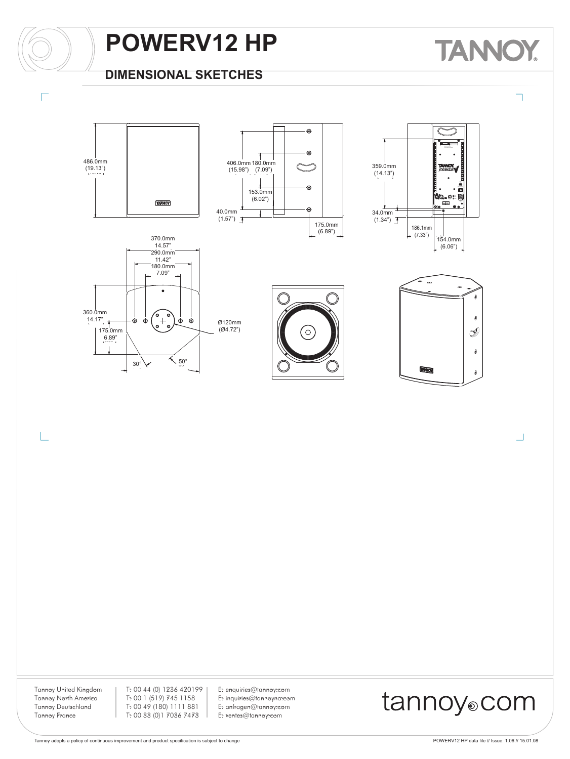# POWERV12 HP

## DIMENSIONAL SKETCHES

486.0mm
(19.13")

406.0mm (15.98")
180.0mm (7.09")
153.0mm (6.02")
40.0mm (1.57")
175.0mm (6.89")

359.0mm (14.13")
34.0mm (1.34")
186.1mm (7.33")
154.0mm (6.06")

370.0mm 14.57"
290.0mm 11.42"
180.0mm 7.09"
360.0mm 14.17"
175.0mm 6.89"
Ø120mm (Ø4.72")
30°
50°

Tannoy United Kingdom | T: 00 44 (0) 1236 420199 | E: enquiries@tannoy.com
Tannoy North America | T: 00 1 (519) 745 1158 | E: inquiries@tannoyna.com
Tannoy Deutschland | T: 00 49 (180) 1111 881 | E: anfragen@tannoy.com
Tannoy France | T: 00 33 (0)1 7036 7473 | E: ventes@tannoy.com

tannoy.com

Tannoy adopts a policy of continuous improvement and product specification is subject to change

POWERV12 HP data file // Issue: 1.06 // 15.01.08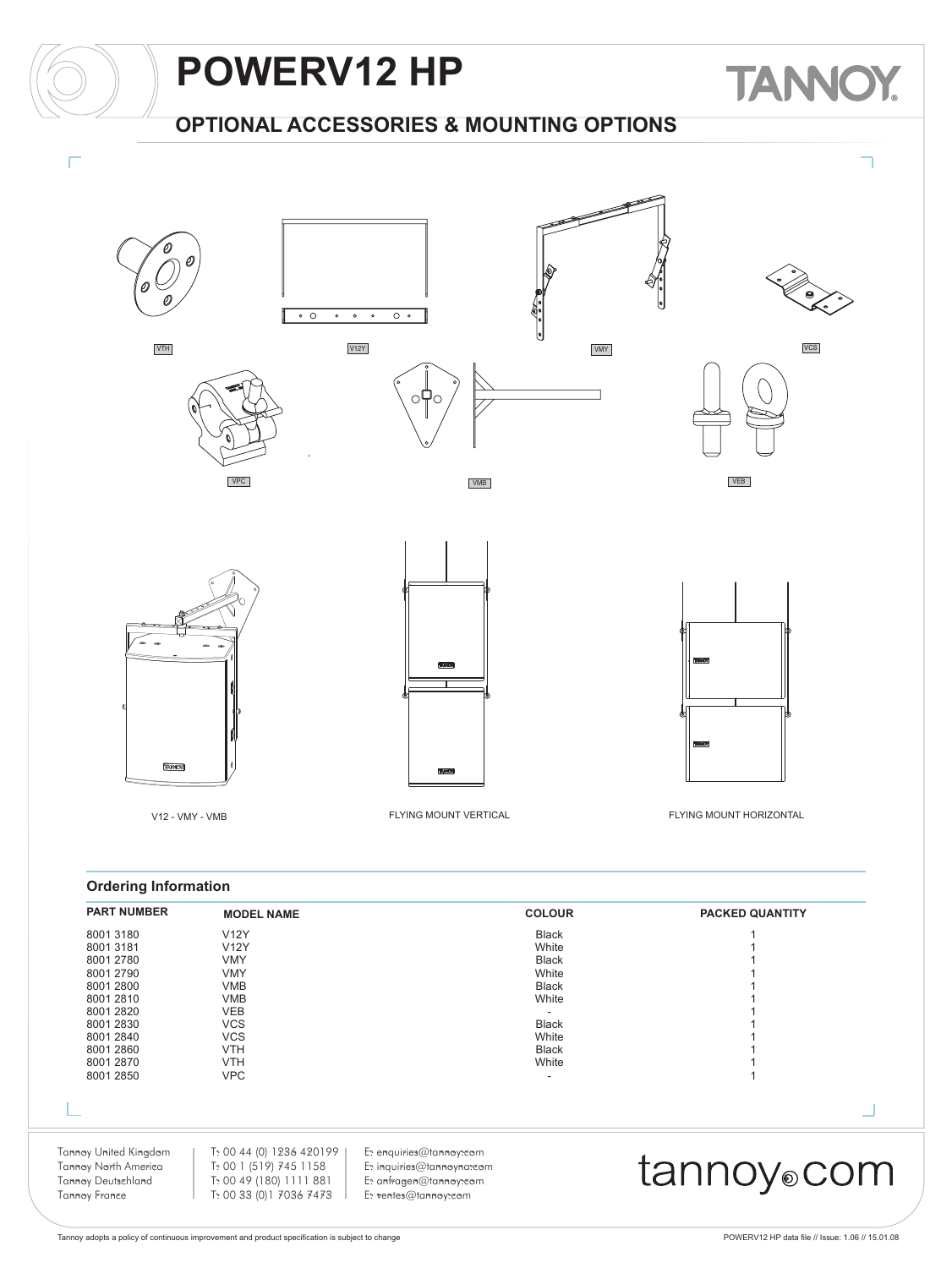# POWERV12 HP

## OPTIONAL ACCESSORIES & MOUNTING OPTIONS

VTH

V12Y

VMY

VCS

VPC

VMB

VEB

V12 - VMY - VMB

FLYING MOUNT VERTICAL

FLYING MOUNT HORIZONTAL

### Ordering Information

| PART NUMBER | MODEL NAME | COLOUR | PACKED QUANTITY |
|---|---|---|---|
| 8001 3180 | V12Y | Black | 1 |
| 8001 3181 | V12Y | White | 1 |
| 8001 2780 | VMY | Black | 1 |
| 8001 2790 | VMY | White | 1 |
| 8001 2800 | VMB | Black | 1 |
| 8001 2810 | VMB | White | 1 |
| 8001 2820 | VEB | - | 1 |
| 8001 2830 | VCS | Black | 1 |
| 8001 2840 | VCS | White | 1 |
| 8001 2860 | VTH | Black | 1 |
| 8001 2870 | VTH | White | 1 |
| 8001 2850 | VPC | - | 1 |

Tannoy United Kingdom | T: 00 44 (0) 1236 420199 | E: enquiries@tannoy.com
Tannoy North America | T: 00 1 (519) 745 1158 | E: inquiries@tannoyna.com
Tannoy Deutschland | T: 00 49 (180) 1111 881 | E: anfragen@tannoy.com
Tannoy France | T: 00 33 (0)1 7036 7473 | E: ventes@tannoy.com

tannoy.com

Tannoy adopts a policy of continuous improvement and product specification is subject to change

POWERV12 HP data file // Issue: 1.06 // 15.01.08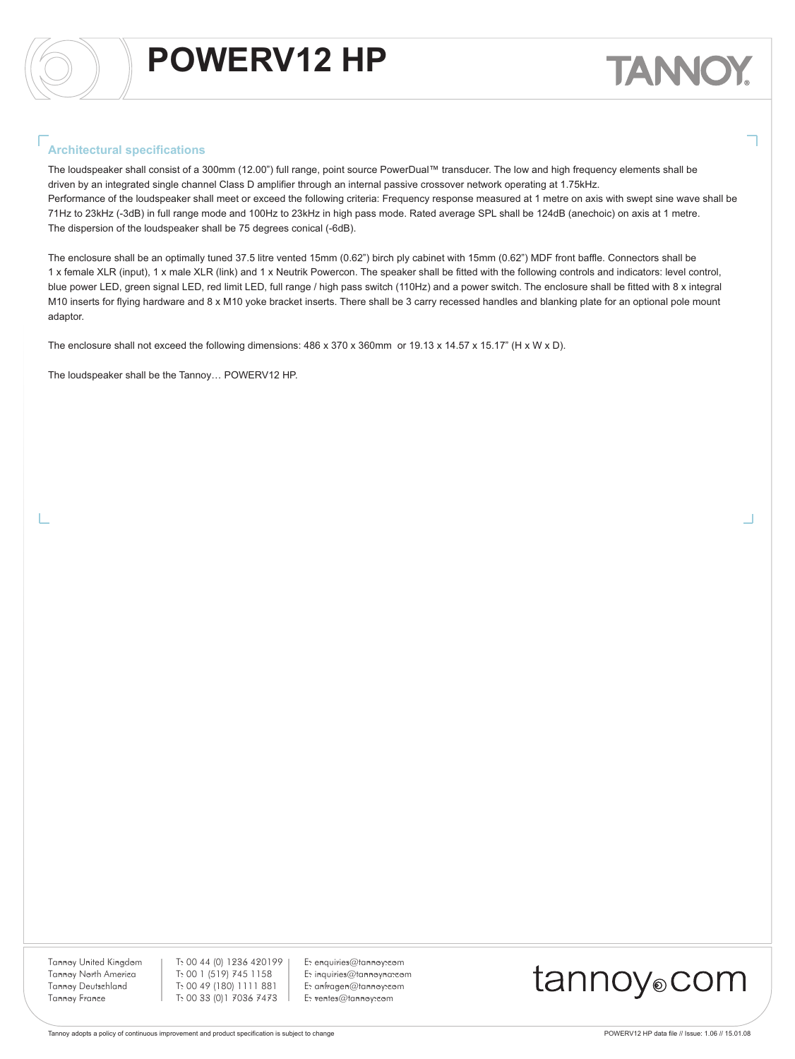# POWERV12 HP

## Architectural specifications

The loudspeaker shall consist of a 300mm (12.00") full range, point source PowerDual™ transducer. The low and high frequency elements shall be driven by an integrated single channel Class D amplifier through an internal passive crossover network operating at 1.75kHz.
Performance of the loudspeaker shall meet or exceed the following criteria: Frequency response measured at 1 metre on axis with swept sine wave shall be 71Hz to 23kHz (-3dB) in full range mode and 100Hz to 23kHz in high pass mode. Rated average SPL shall be 124dB (anechoic) on axis at 1 metre.
The dispersion of the loudspeaker shall be 75 degrees conical (-6dB).

The enclosure shall be an optimally tuned 37.5 litre vented 15mm (0.62") birch ply cabinet with 15mm (0.62") MDF front baffle. Connectors shall be 1 x female XLR (input), 1 x male XLR (link) and 1 x Neutrik Powercon. The speaker shall be fitted with the following controls and indicators: level control, blue power LED, green signal LED, red limit LED, full range / high pass switch (110Hz) and a power switch. The enclosure shall be fitted with 8 x integral M10 inserts for flying hardware and 8 x M10 yoke bracket inserts. There shall be 3 carry recessed handles and blanking plate for an optional pole mount adaptor.

The enclosure shall not exceed the following dimensions: 486 x 370 x 360mm or 19.13 x 14.57 x 15.17" (H x W x D).

The loudspeaker shall be the Tannoy… POWERV12 HP.

| | | |
|---|---|---|
| Tannoy United Kingdom | T: 00 44 (0) 1236 420199 | E: enquiries@tannoy.com |
| Tannoy North America | T: 00 1 (519) 745 1158 | E: inquiries@tannoyna.com |
| Tannoy Deutschland | T: 00 49 (180) 1111 881 | E: anfragen@tannoy.com |
| Tannoy France | T: 00 33 (0)1 7036 7473 | E: ventes@tannoy.com |

tannoy.com

Tannoy adopts a policy of continuous improvement and product specification is subject to change

POWERV12 HP data file // Issue: 1.06 // 15.01.08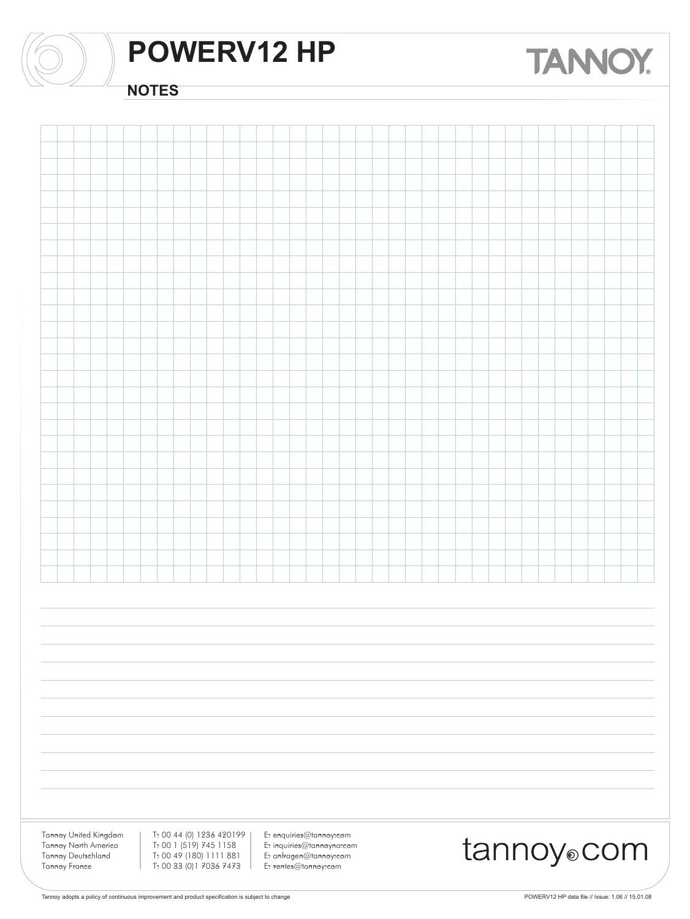# POWERV12 HP

## NOTES

Tannoy United Kingdom | T: 00 44 (0) 1236 420199 | E: enquiries@tannoy.com
Tannoy North America | T: 00 1 (519) 745 1158 | E: inquiries@tannoyna.com
Tannoy Deutschland | T: 00 49 (180) 1111 881 | E: anfragen@tannoy.com
Tannoy France | T: 00 33 (0)1 7036 7473 | E: ventes@tannoy.com

tannoy.com

Tannoy adopts a policy of continuous improvement and product specification is subject to change

POWERV12 HP data file // Issue: 1.06 // 15.01.08